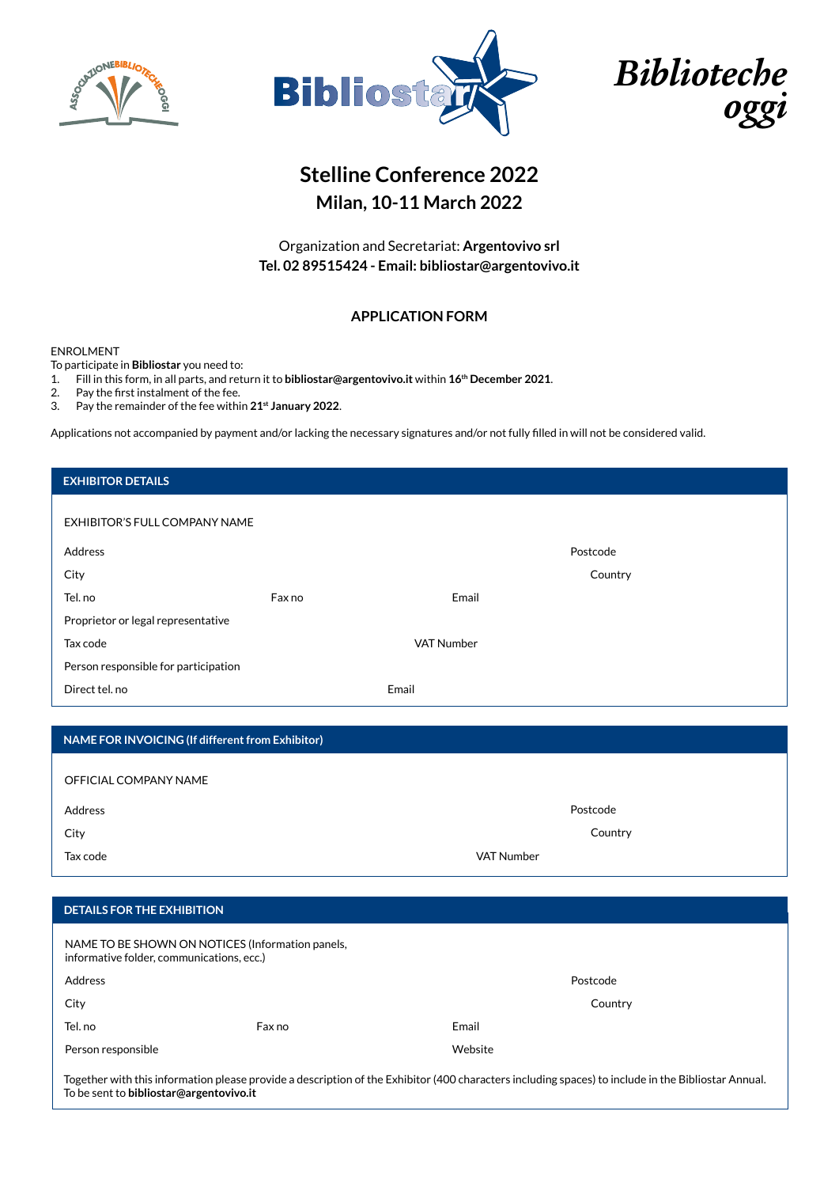# Stelline Conference 2022

## Milan, 10-11 March 2022

Organization and Secretariat: **Argentovivo srl**
**Tel. 02 89515424 - Email: bibliostar@argentovivo.it**

### APPLICATION FORM

ENROLMENT
To participate in **Bibliostar** you need to:

1. Fill in this form, in all parts, and return it to **bibliostar@argentovivo.it** within **16th December 2021**.
2. Pay the first instalment of the fee.
3. Pay the remainder of the fee within **21st January 2022**.

Applications not accompanied by payment and/or lacking the necessary signatures and/or not fully filled in will not be considered valid.

#### EXHIBITOR DETAILS

EXHIBITOR'S FULL COMPANY NAME

Address | Postcode

City | Country

Tel. no | Fax no | Email

Proprietor or legal representative

Tax code | VAT Number

Person responsible for participation

Direct tel. no | Email

#### NAME FOR INVOICING (If different from Exhibitor)

OFFICIAL COMPANY NAME

Address | Postcode

City | Country

Tax code | VAT Number

#### DETAILS FOR THE EXHIBITION

NAME TO BE SHOWN ON NOTICES (Information panels, informative folder, communications, ecc.)

Address | Postcode

City | Country

Tel. no | Fax no | Email

Person responsible | Website

Together with this information please provide a description of the Exhibitor (400 characters including spaces) to include in the Bibliostar Annual. To be sent to **bibliostar@argentovivo.it**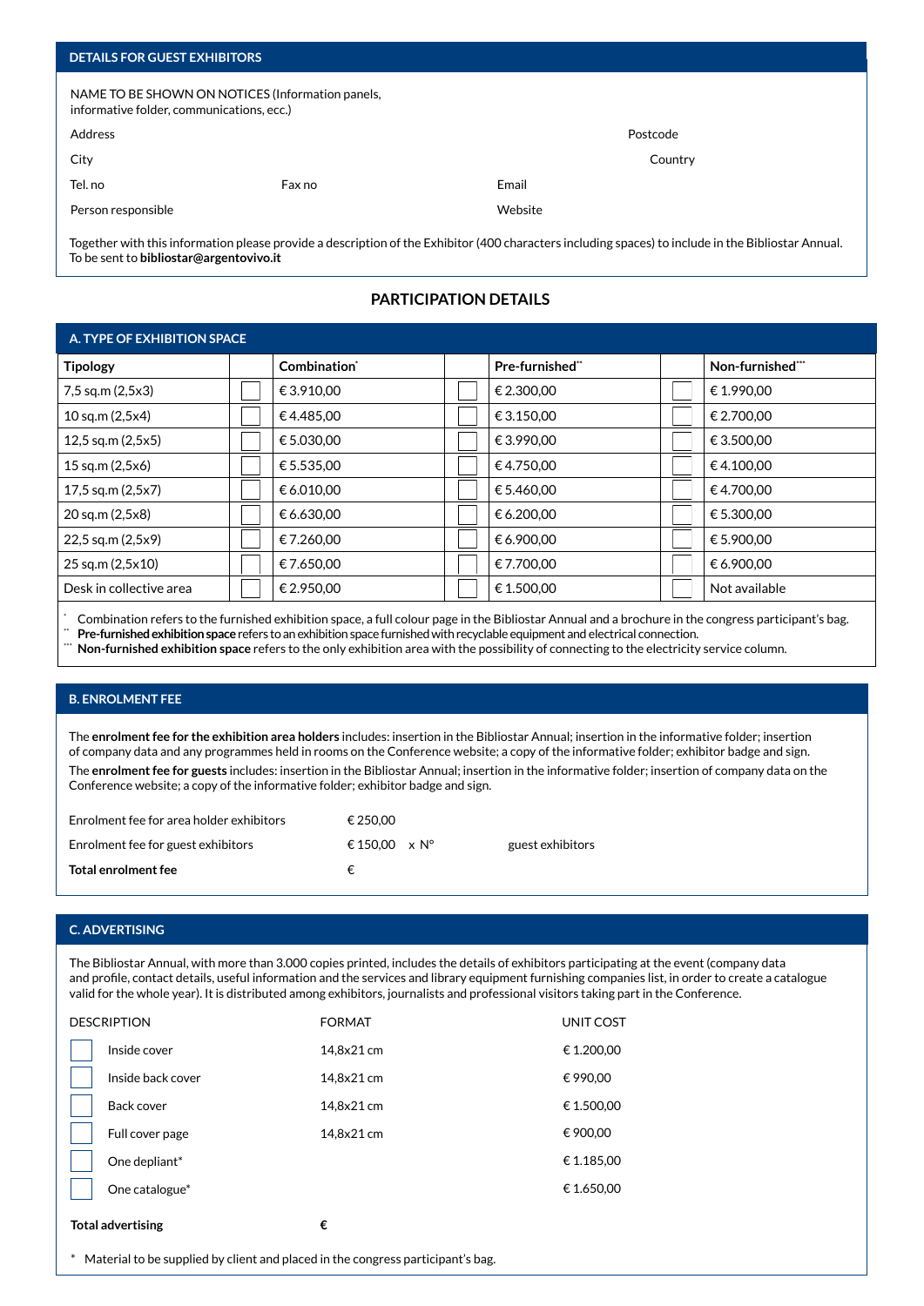## DETAILS FOR GUEST EXHIBITORS

NAME TO BE SHOWN ON NOTICES (Information panels, informative folder, communications, ecc.)

Address Postcode

City Country

Tel. no Fax no Email

Person responsible Website

Together with this information please provide a description of the Exhibitor (400 characters including spaces) to include in the Bibliostar Annual. To be sent to **bibliostar@argentovivo.it**

## PARTICIPATION DETAILS

### A. TYPE OF EXHIBITION SPACE

| Tipology | | Combination* | | Pre-furnished** | | Non-furnished*** |
|---|---|---|---|---|---|---|
| 7,5 sq.m (2,5x3) | ☐ | € 3.910,00 | ☐ | € 2.300,00 | ☐ | € 1.990,00 |
| 10 sq.m (2,5x4) | ☐ | € 4.485,00 | ☐ | € 3.150,00 | ☐ | € 2.700,00 |
| 12,5 sq.m (2,5x5) | ☐ | € 5.030,00 | ☐ | € 3.990,00 | ☐ | € 3.500,00 |
| 15 sq.m (2,5x6) | ☐ | € 5.535,00 | ☐ | € 4.750,00 | ☐ | € 4.100,00 |
| 17,5 sq.m (2,5x7) | ☐ | € 6.010,00 | ☐ | € 5.460,00 | ☐ | € 4.700,00 |
| 20 sq.m (2,5x8) | ☐ | € 6.630,00 | ☐ | € 6.200,00 | ☐ | € 5.300,00 |
| 22,5 sq.m (2,5x9) | ☐ | € 7.260,00 | ☐ | € 6.900,00 | ☐ | € 5.900,00 |
| 25 sq.m (2,5x10) | ☐ | € 7.650,00 | ☐ | € 7.700,00 | ☐ | € 6.900,00 |
| Desk in collective area | ☐ | € 2.950,00 | ☐ | € 1.500,00 | ☐ | Not available |

\* Combination refers to the furnished exhibition space, a full colour page in the Bibliostar Annual and a brochure in the congress participant's bag.
** **Pre-furnished exhibition space** refers to an exhibition space furnished with recyclable equipment and electrical connection.
*** **Non-furnished exhibition space** refers to the only exhibition area with the possibility of connecting to the electricity service column.

### B. ENROLMENT FEE

The **enrolment fee for the exhibition area holders** includes: insertion in the Bibliostar Annual; insertion in the informative folder; insertion of company data and any programmes held in rooms on the Conference website; a copy of the informative folder; exhibitor badge and sign.

The **enrolment fee for guests** includes: insertion in the Bibliostar Annual; insertion in the informative folder; insertion of company data on the Conference website; a copy of the informative folder; exhibitor badge and sign.

| | | |
|---|---|---|
| Enrolment fee for area holder exhibitors | € 250,00 | |
| Enrolment fee for guest exhibitors | € 150,00 x N° | guest exhibitors |
| **Total enrolment fee** | € | |

### C. ADVERTISING

The Bibliostar Annual, with more than 3.000 copies printed, includes the details of exhibitors participating at the event (company data and profile, contact details, useful information and the services and library equipment furnishing companies list, in order to create a catalogue valid for the whole year). It is distributed among exhibitors, journalists and professional visitors taking part in the Conference.

| | DESCRIPTION | FORMAT | UNIT COST |
|---|---|---|---|
| ☐ | Inside cover | 14,8x21 cm | € 1.200,00 |
| ☐ | Inside back cover | 14,8x21 cm | € 990,00 |
| ☐ | Back cover | 14,8x21 cm | € 1.500,00 |
| ☐ | Full cover page | 14,8x21 cm | € 900,00 |
| ☐ | One depliant* | | € 1.185,00 |
| ☐ | One catalogue* | | € 1.650,00 |

**Total advertising** **€**

\* Material to be supplied by client and placed in the congress participant's bag.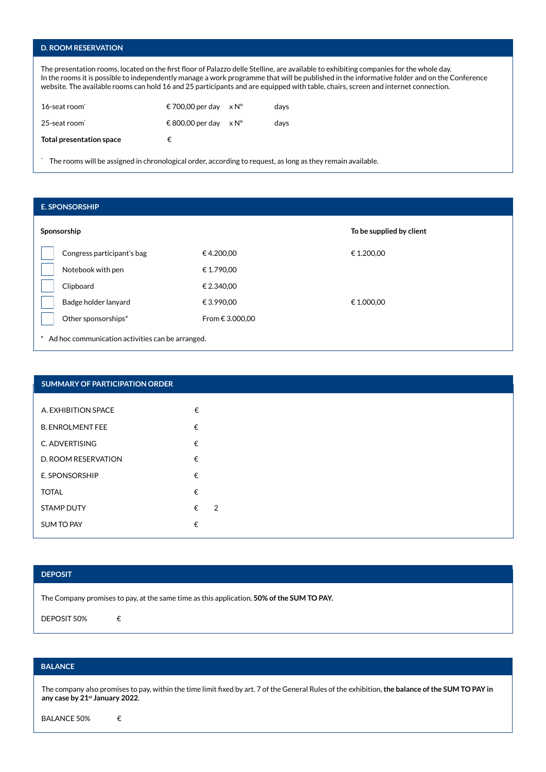## D. ROOM RESERVATION

The presentation rooms, located on the first floor of Palazzo delle Stelline, are available to exhibiting companies for the whole day.
In the rooms it is possible to independently manage a work programme that will be published in the informative folder and on the Conference website. The available rooms can hold 16 and 25 participants and are equipped with table, chairs, screen and internet connection.

| | | | |
|---|---|---|---|
| 16-seat room* | € 700,00 per day | x N° | days |
| 25-seat room* | € 800,00 per day | x N° | days |
| **Total presentation space** | € | | |

\* The rooms will be assigned in chronological order, according to request, as long as they remain available.

## E. SPONSORSHIP

| | **Sponsorship** | | **To be supplied by client** |
|---|---|---|---|
| ☐ | Congress participant's bag | € 4.200,00 | € 1.200,00 |
| ☐ | Notebook with pen | € 1.790,00 | |
| ☐ | Clipboard | € 2.340,00 | |
| ☐ | Badge holder lanyard | € 3.990,00 | € 1.000,00 |
| ☐ | Other sponsorships* | From € 3.000,00 | |

\* Ad hoc communication activities can be arranged.

## SUMMARY OF PARTICIPATION ORDER

| | |
|---|---|
| A. EXHIBITION SPACE | € |
| B. ENROLMENT FEE | € |
| C. ADVERTISING | € |
| D. ROOM RESERVATION | € |
| E. SPONSORSHIP | € |
| TOTAL | € |
| STAMP DUTY | € 2 |
| SUM TO PAY | € |

## DEPOSIT

The Company promises to pay, at the same time as this application, **50% of the SUM TO PAY.**

DEPOSIT 50% €

## BALANCE

The company also promises to pay, within the time limit fixed by art. 7 of the General Rules of the exhibition, **the balance of the SUM TO PAY in any case by 21st January 2022**.

BALANCE 50% €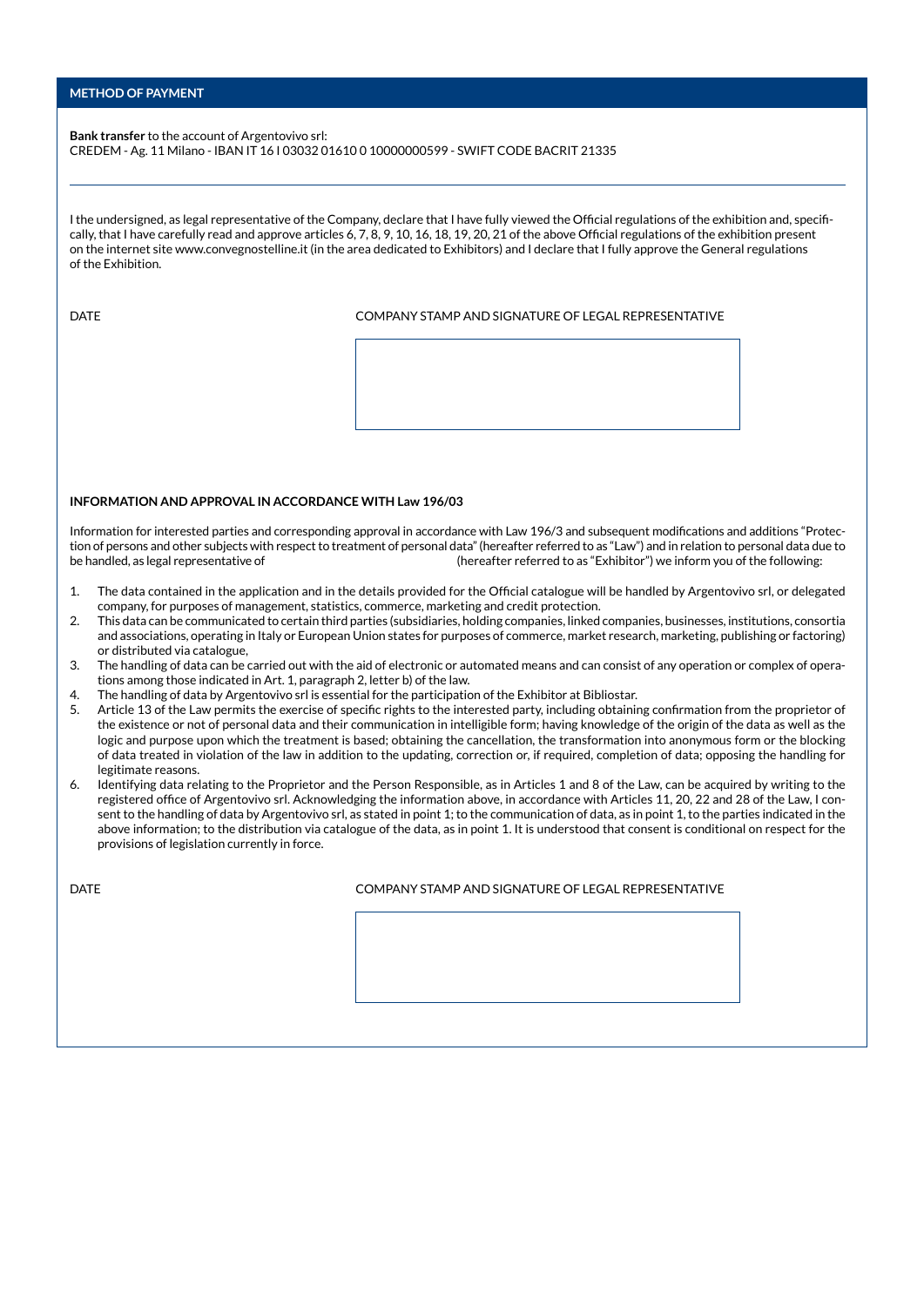## METHOD OF PAYMENT

**Bank transfer** to the account of Argentovivo srl:
CREDEM - Ag. 11 Milano - IBAN IT 16 I 03032 01610 0 10000000599 - SWIFT CODE BACRIT 21335

I the undersigned, as legal representative of the Company, declare that I have fully viewed the Official regulations of the exhibition and, specifically, that I have carefully read and approve articles 6, 7, 8, 9, 10, 16, 18, 19, 20, 21 of the above Official regulations of the exhibition present on the internet site www.convegnostelline.it (in the area dedicated to Exhibitors) and I declare that I fully approve the General regulations of the Exhibition.

DATE

COMPANY STAMP AND SIGNATURE OF LEGAL REPRESENTATIVE

### INFORMATION AND APPROVAL IN ACCORDANCE WITH Law 196/03

Information for interested parties and corresponding approval in accordance with Law 196/3 and subsequent modifications and additions "Protection of persons and other subjects with respect to treatment of personal data" (hereafter referred to as "Law") and in relation to personal data due to be handled, as legal representative of (hereafter referred to as "Exhibitor") we inform you of the following:

1. The data contained in the application and in the details provided for the Official catalogue will be handled by Argentovivo srl, or delegated company, for purposes of management, statistics, commerce, marketing and credit protection.
2. This data can be communicated to certain third parties (subsidiaries, holding companies, linked companies, businesses, institutions, consortia and associations, operating in Italy or European Union states for purposes of commerce, market research, marketing, publishing or factoring) or distributed via catalogue,
3. The handling of data can be carried out with the aid of electronic or automated means and can consist of any operation or complex of operations among those indicated in Art. 1, paragraph 2, letter b) of the law.
4. The handling of data by Argentovivo srl is essential for the participation of the Exhibitor at Bibliostar.
5. Article 13 of the Law permits the exercise of specific rights to the interested party, including obtaining confirmation from the proprietor of the existence or not of personal data and their communication in intelligible form; having knowledge of the origin of the data as well as the logic and purpose upon which the treatment is based; obtaining the cancellation, the transformation into anonymous form or the blocking of data treated in violation of the law in addition to the updating, correction or, if required, completion of data; opposing the handling for legitimate reasons.
6. Identifying data relating to the Proprietor and the Person Responsible, as in Articles 1 and 8 of the Law, can be acquired by writing to the registered office of Argentovivo srl. Acknowledging the information above, in accordance with Articles 11, 20, 22 and 28 of the Law, I consent to the handling of data by Argentovivo srl, as stated in point 1; to the communication of data, as in point 1, to the parties indicated in the above information; to the distribution via catalogue of the data, as in point 1. It is understood that consent is conditional on respect for the provisions of legislation currently in force.

DATE

COMPANY STAMP AND SIGNATURE OF LEGAL REPRESENTATIVE